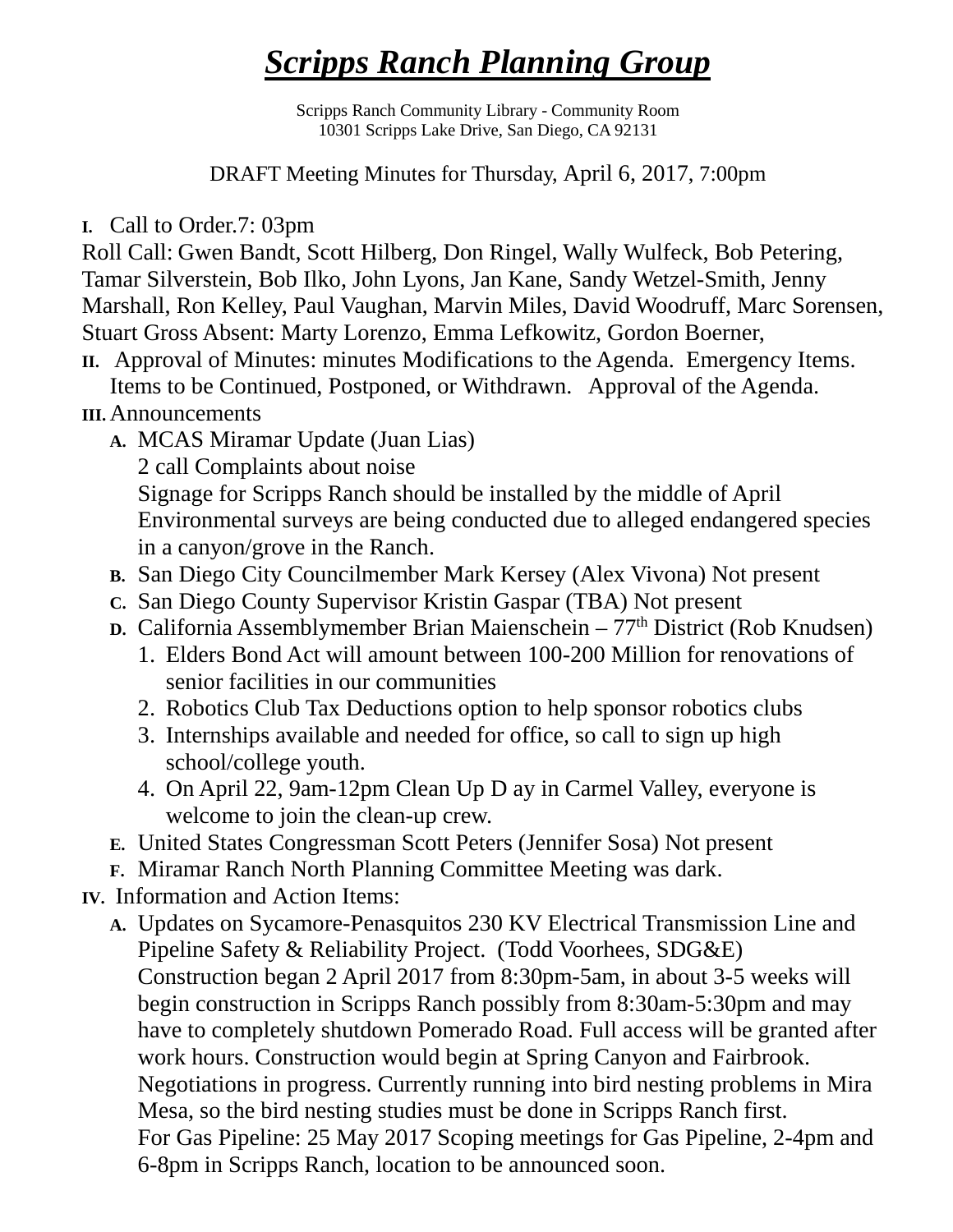# ***Scripps Ranch Planning Group***

Scripps Ranch Community Library - Community Room
10301 Scripps Lake Drive, San Diego, CA 92131

DRAFT Meeting Minutes for Thursday, April 6, 2017, 7:00pm

**I.** Call to Order.7: 03pm

Roll Call: Gwen Bandt, Scott Hilberg, Don Ringel, Wally Wulfeck, Bob Petering, Tamar Silverstein, Bob Ilko, John Lyons, Jan Kane, Sandy Wetzel-Smith, Jenny Marshall, Ron Kelley, Paul Vaughan, Marvin Miles, David Woodruff, Marc Sorensen, Stuart Gross Absent: Marty Lorenzo, Emma Lefkowitz, Gordon Boerner,

**II.** Approval of Minutes: minutes Modifications to the Agenda. Emergency Items. Items to be Continued, Postponed, or Withdrawn. Approval of the Agenda.

**III.** Announcements

- **A.** MCAS Miramar Update (Juan Lias)
  2 call Complaints about noise
  Signage for Scripps Ranch should be installed by the middle of April
  Environmental surveys are being conducted due to alleged endangered species in a canyon/grove in the Ranch.
- **B.** San Diego City Councilmember Mark Kersey (Alex Vivona) Not present
- **C.** San Diego County Supervisor Kristin Gaspar (TBA) Not present
- **D.** California Assemblymember Brian Maienschein – 77th District (Rob Knudsen)
  1. Elders Bond Act will amount between 100-200 Million for renovations of senior facilities in our communities
  2. Robotics Club Tax Deductions option to help sponsor robotics clubs
  3. Internships available and needed for office, so call to sign up high school/college youth.
  4. On April 22, 9am-12pm Clean Up D ay in Carmel Valley, everyone is welcome to join the clean-up crew.
- **E.** United States Congressman Scott Peters (Jennifer Sosa) Not present
- **F.** Miramar Ranch North Planning Committee Meeting was dark.

**IV.** Information and Action Items:

- **A.** Updates on Sycamore-Penasquitos 230 KV Electrical Transmission Line and Pipeline Safety & Reliability Project. (Todd Voorhees, SDG&E)
  Construction began 2 April 2017 from 8:30pm-5am, in about 3-5 weeks will begin construction in Scripps Ranch possibly from 8:30am-5:30pm and may have to completely shutdown Pomerado Road. Full access will be granted after work hours. Construction would begin at Spring Canyon and Fairbrook. Negotiations in progress. Currently running into bird nesting problems in Mira Mesa, so the bird nesting studies must be done in Scripps Ranch first.
  For Gas Pipeline: 25 May 2017 Scoping meetings for Gas Pipeline, 2-4pm and 6-8pm in Scripps Ranch, location to be announced soon.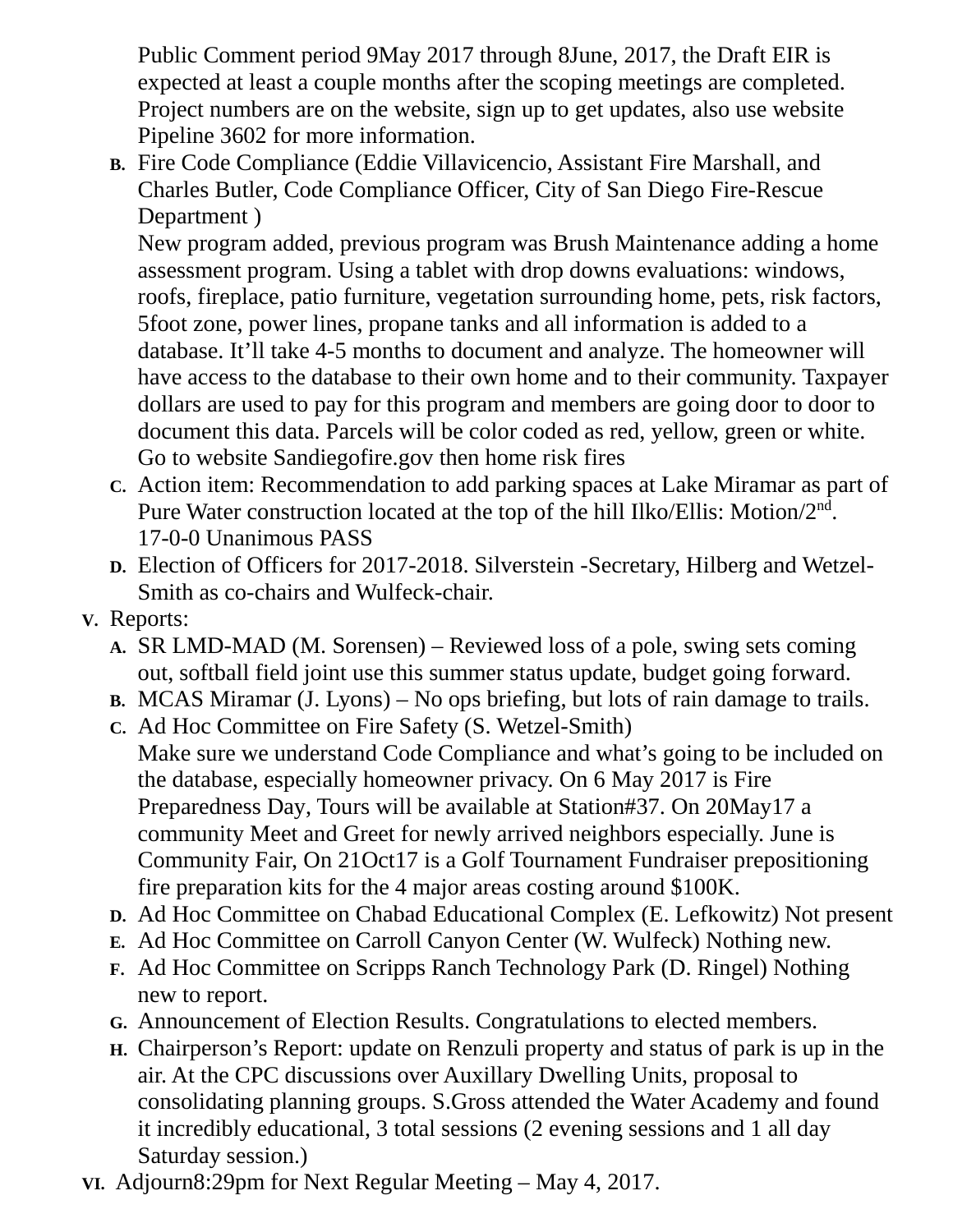Public Comment period 9May 2017 through 8June, 2017, the Draft EIR is expected at least a couple months after the scoping meetings are completed. Project numbers are on the website, sign up to get updates, also use website Pipeline 3602 for more information.

B. Fire Code Compliance (Eddie Villavicencio, Assistant Fire Marshall, and Charles Butler, Code Compliance Officer, City of San Diego Fire-Rescue Department )
   New program added, previous program was Brush Maintenance adding a home assessment program. Using a tablet with drop downs evaluations: windows, roofs, fireplace, patio furniture, vegetation surrounding home, pets, risk factors, 5foot zone, power lines, propane tanks and all information is added to a database. It'll take 4-5 months to document and analyze. The homeowner will have access to the database to their own home and to their community. Taxpayer dollars are used to pay for this program and members are going door to door to document this data. Parcels will be color coded as red, yellow, green or white. Go to website Sandiegofire.gov then home risk fires

C. Action item: Recommendation to add parking spaces at Lake Miramar as part of Pure Water construction located at the top of the hill Ilko/Ellis: Motion/2nd. 17-0-0 Unanimous PASS

D. Election of Officers for 2017-2018. Silverstein -Secretary, Hilberg and Wetzel-Smith as co-chairs and Wulfeck-chair.

V. Reports:

A. SR LMD-MAD (M. Sorensen) – Reviewed loss of a pole, swing sets coming out, softball field joint use this summer status update, budget going forward.

B. MCAS Miramar (J. Lyons) – No ops briefing, but lots of rain damage to trails.

C. Ad Hoc Committee on Fire Safety (S. Wetzel-Smith)
   Make sure we understand Code Compliance and what's going to be included on the database, especially homeowner privacy. On 6 May 2017 is Fire Preparedness Day, Tours will be available at Station#37. On 20May17 a community Meet and Greet for newly arrived neighbors especially. June is Community Fair, On 21Oct17 is a Golf Tournament Fundraiser prepositioning fire preparation kits for the 4 major areas costing around $100K.

D. Ad Hoc Committee on Chabad Educational Complex (E. Lefkowitz) Not present

E. Ad Hoc Committee on Carroll Canyon Center (W. Wulfeck) Nothing new.

F. Ad Hoc Committee on Scripps Ranch Technology Park (D. Ringel) Nothing new to report.

G. Announcement of Election Results. Congratulations to elected members.

H. Chairperson's Report: update on Renzuli property and status of park is up in the air. At the CPC discussions over Auxillary Dwelling Units, proposal to consolidating planning groups. S.Gross attended the Water Academy and found it incredibly educational, 3 total sessions (2 evening sessions and 1 all day Saturday session.)

VI. Adjourn8:29pm for Next Regular Meeting – May 4, 2017.